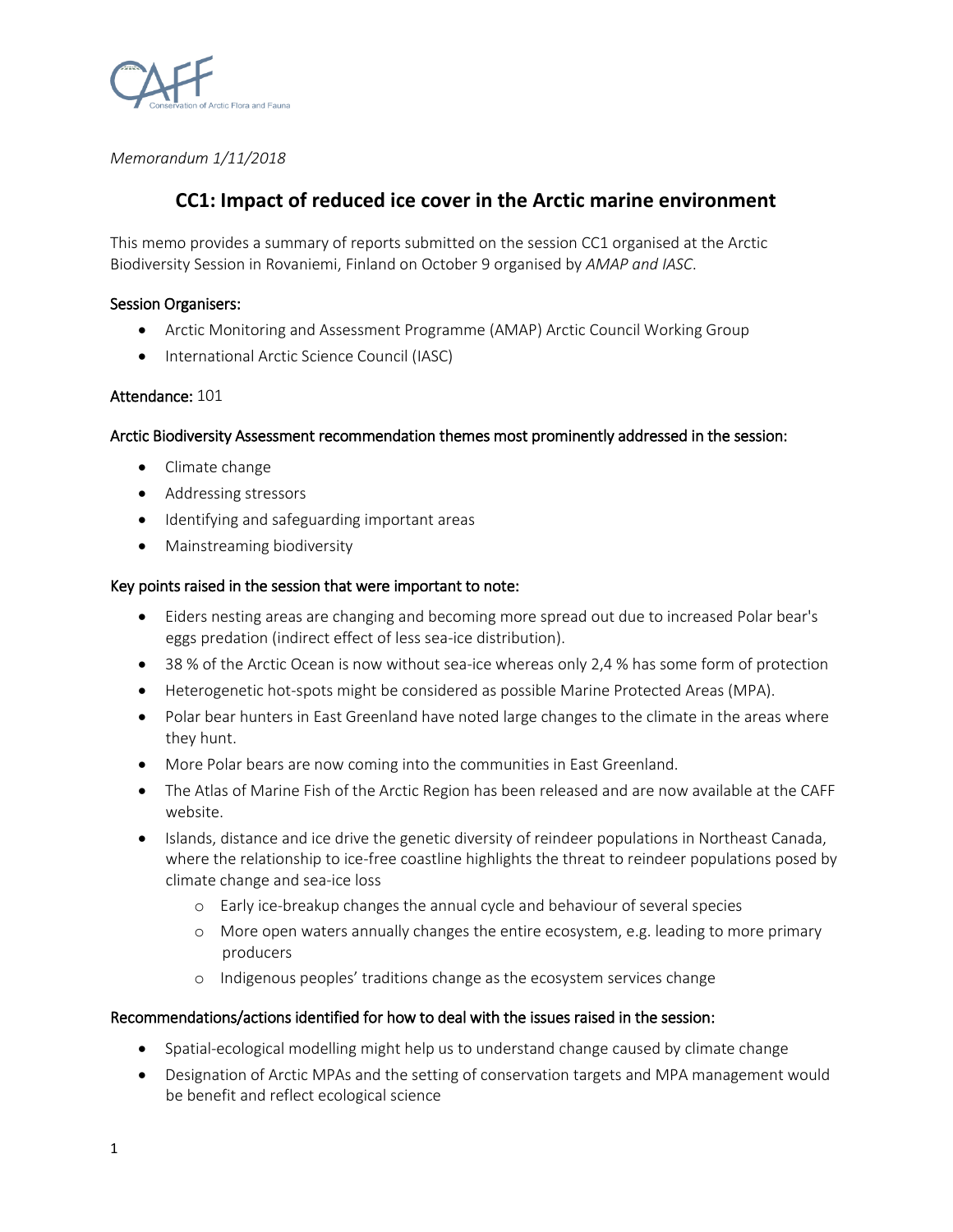*Memorandum 1/11/2018*

# CC1: Impact of reduced ice cover in the Arctic marine environment

This memo provides a summary of reports submitted on the session CC1 organised at the Arctic Biodiversity Session in Rovaniemi, Finland on October 9 organised by *AMAP and IASC*.

**Session Organisers:**

- Arctic Monitoring and Assessment Programme (AMAP) Arctic Council Working Group
- International Arctic Science Council (IASC)

**Attendance:** 101

**Arctic Biodiversity Assessment recommendation themes most prominently addressed in the session:**

- Climate change
- Addressing stressors
- Identifying and safeguarding important areas
- Mainstreaming biodiversity

**Key points raised in the session that were important to note:**

- Eiders nesting areas are changing and becoming more spread out due to increased Polar bear's eggs predation (indirect effect of less sea-ice distribution).
- 38 % of the Arctic Ocean is now without sea-ice whereas only 2,4 % has some form of protection
- Heterogenetic hot-spots might be considered as possible Marine Protected Areas (MPA).
- Polar bear hunters in East Greenland have noted large changes to the climate in the areas where they hunt.
- More Polar bears are now coming into the communities in East Greenland.
- The Atlas of Marine Fish of the Arctic Region has been released and are now available at the CAFF website.
- Islands, distance and ice drive the genetic diversity of reindeer populations in Northeast Canada, where the relationship to ice-free coastline highlights the threat to reindeer populations posed by climate change and sea-ice loss
  - Early ice-breakup changes the annual cycle and behaviour of several species
  - More open waters annually changes the entire ecosystem, e.g. leading to more primary producers
  - Indigenous peoples' traditions change as the ecosystem services change

**Recommendations/actions identified for how to deal with the issues raised in the session:**

- Spatial-ecological modelling might help us to understand change caused by climate change
- Designation of Arctic MPAs and the setting of conservation targets and MPA management would be benefit and reflect ecological science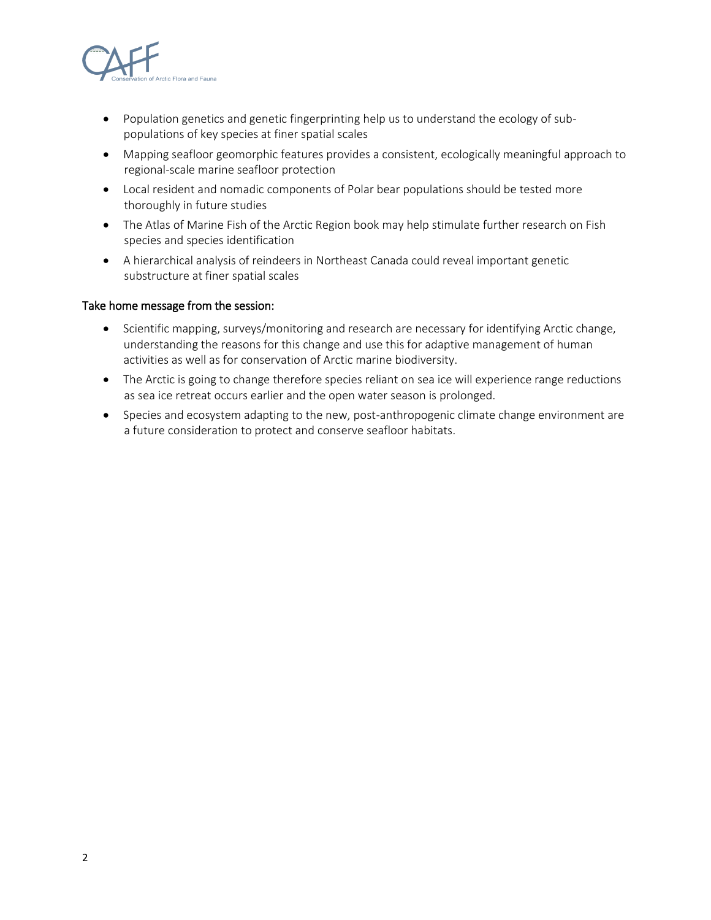- Population genetics and genetic fingerprinting help us to understand the ecology of sub-populations of key species at finer spatial scales
- Mapping seafloor geomorphic features provides a consistent, ecologically meaningful approach to regional-scale marine seafloor protection
- Local resident and nomadic components of Polar bear populations should be tested more thoroughly in future studies
- The Atlas of Marine Fish of the Arctic Region book may help stimulate further research on Fish species and species identification
- A hierarchical analysis of reindeers in Northeast Canada could reveal important genetic substructure at finer spatial scales

Take home message from the session:

- Scientific mapping, surveys/monitoring and research are necessary for identifying Arctic change, understanding the reasons for this change and use this for adaptive management of human activities as well as for conservation of Arctic marine biodiversity.
- The Arctic is going to change therefore species reliant on sea ice will experience range reductions as sea ice retreat occurs earlier and the open water season is prolonged.
- Species and ecosystem adapting to the new, post-anthropogenic climate change environment are a future consideration to protect and conserve seafloor habitats.